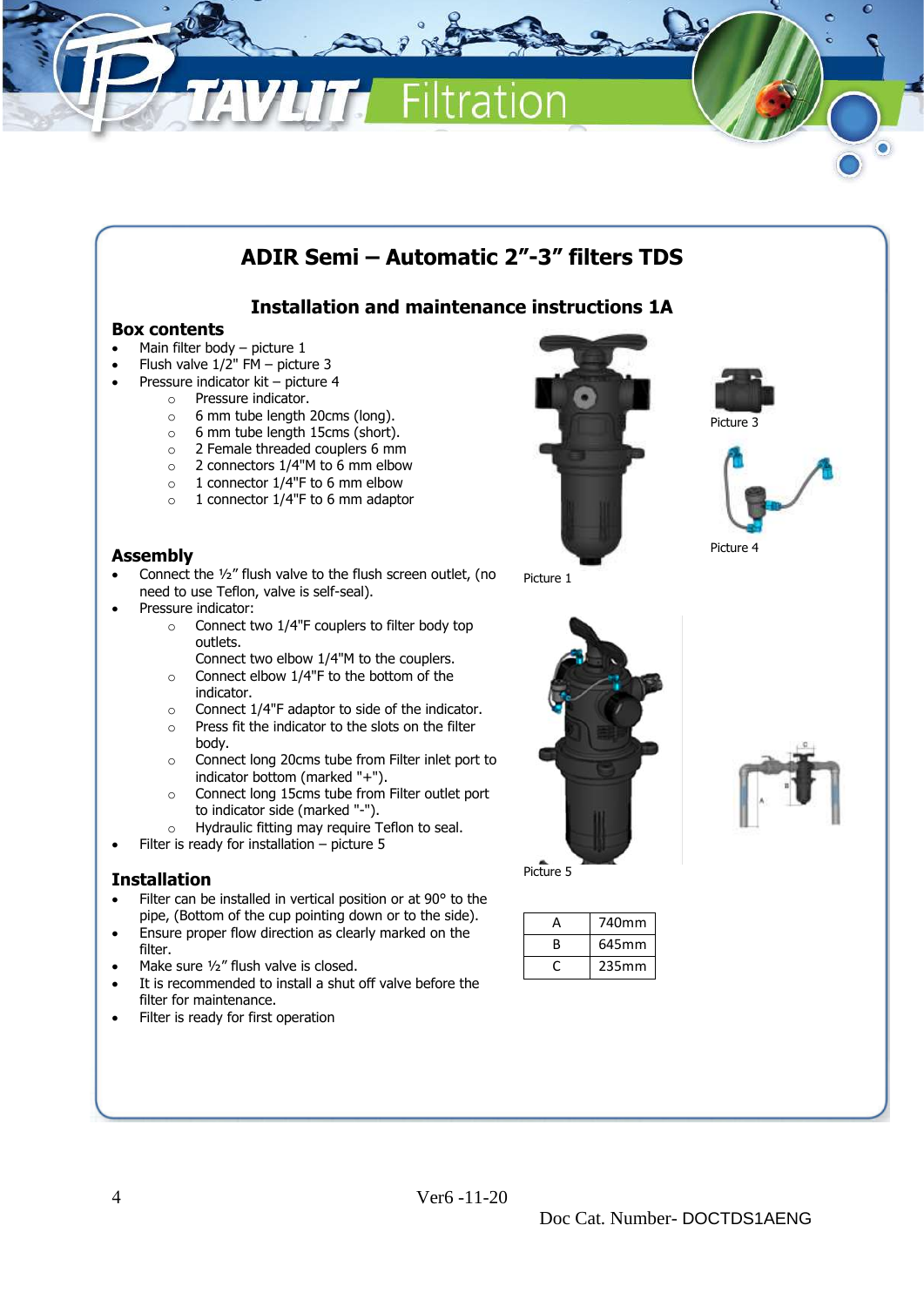# ADIR Semi – Automatic 2"-3" filters TDS

## Installation and maintenance instructions 1A

### Box contents

- Main filter body – picture 1
- Flush valve 1/2" FM – picture 3
- Pressure indicator kit – picture 4
  - Pressure indicator.
  - 6 mm tube length 20cms (long).
  - 6 mm tube length 15cms (short).
  - 2 Female threaded couplers 6 mm
  - 2 connectors 1/4"M to 6 mm elbow
  - 1 connector 1/4"F to 6 mm elbow
  - 1 connector 1/4"F to 6 mm adaptor

Picture 1

Picture 3

Picture 4

### Assembly

- Connect the ½" flush valve to the flush screen outlet, (no need to use Teflon, valve is self-seal).
- Pressure indicator:
  - Connect two 1/4"F couplers to filter body top outlets.
    Connect two elbow 1/4"M to the couplers.
  - Connect elbow 1/4"F to the bottom of the indicator.
  - Connect 1/4"F adaptor to side of the indicator.
  - Press fit the indicator to the slots on the filter body.
  - Connect long 20cms tube from Filter inlet port to indicator bottom (marked "+").
  - Connect long 15cms tube from Filter outlet port to indicator side (marked "-").
  - Hydraulic fitting may require Teflon to seal.
- Filter is ready for installation – picture 5

Picture 5

| A | 740mm |
|---|---|
| B | 645mm |
| C | 235mm |

### Installation

- Filter can be installed in vertical position or at 90° to the pipe, (Bottom of the cup pointing down or to the side).
- Ensure proper flow direction as clearly marked on the filter.
- Make sure ½" flush valve is closed.
- It is recommended to install a shut off valve before the filter for maintenance.
- Filter is ready for first operation

Ver6 -11-20

Doc Cat. Number- DOCTDS1AENG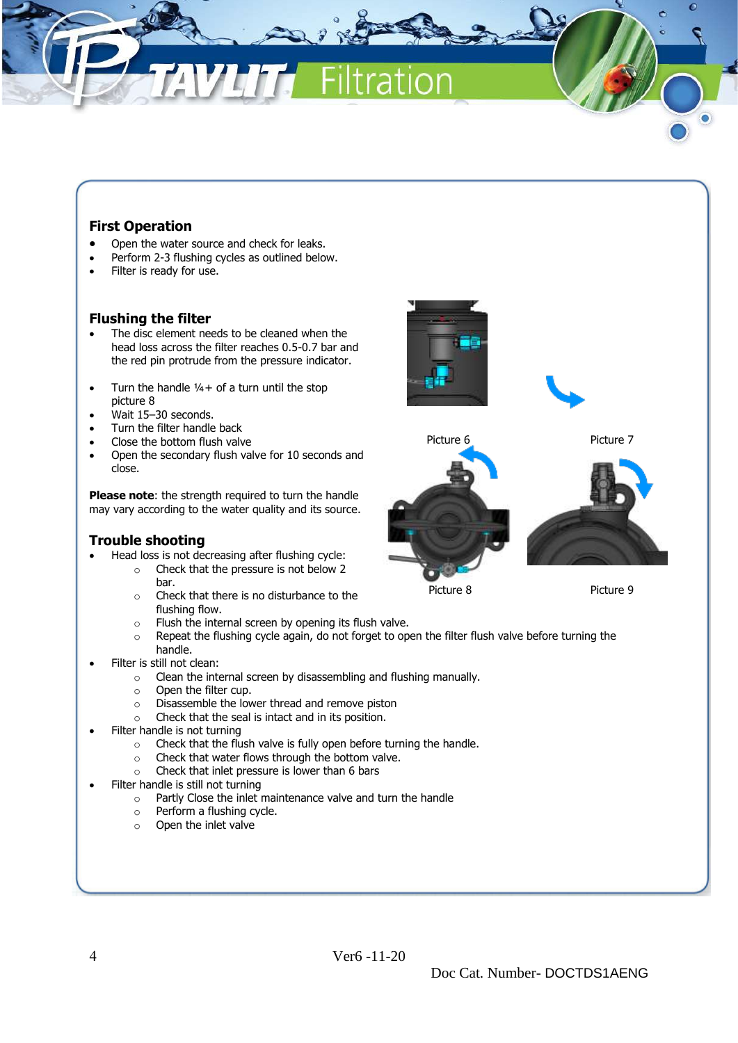## First Operation

- Open the water source and check for leaks.
- Perform 2-3 flushing cycles as outlined below.
- Filter is ready for use.

## Flushing the filter

- The disc element needs to be cleaned when the head loss across the filter reaches 0.5-0.7 bar and the red pin protrude from the pressure indicator.

- Turn the handle ¼+ of a turn until the stop picture 8
- Wait 15–30 seconds.
- Turn the filter handle back
- Close the bottom flush valve
- Open the secondary flush valve for 10 seconds and close.

**Please note**: the strength required to turn the handle may vary according to the water quality and its source.

Picture 6

Picture 7

Picture 8

Picture 9

## Trouble shooting

- Head loss is not decreasing after flushing cycle:
  - Check that the pressure is not below 2 bar.
  - Check that there is no disturbance to the flushing flow.
  - Flush the internal screen by opening its flush valve.
  - Repeat the flushing cycle again, do not forget to open the filter flush valve before turning the handle.
- Filter is still not clean:
  - Clean the internal screen by disassembling and flushing manually.
  - Open the filter cup.
  - Disassemble the lower thread and remove piston
  - Check that the seal is intact and in its position.
- Filter handle is not turning
  - Check that the flush valve is fully open before turning the handle.
  - Check that water flows through the bottom valve.
  - Check that inlet pressure is lower than 6 bars
- Filter handle is still not turning
  - Partly Close the inlet maintenance valve and turn the handle
  - Perform a flushing cycle.
  - Open the inlet valve

Ver6 -11-20

Doc Cat. Number- DOCTDS1AENG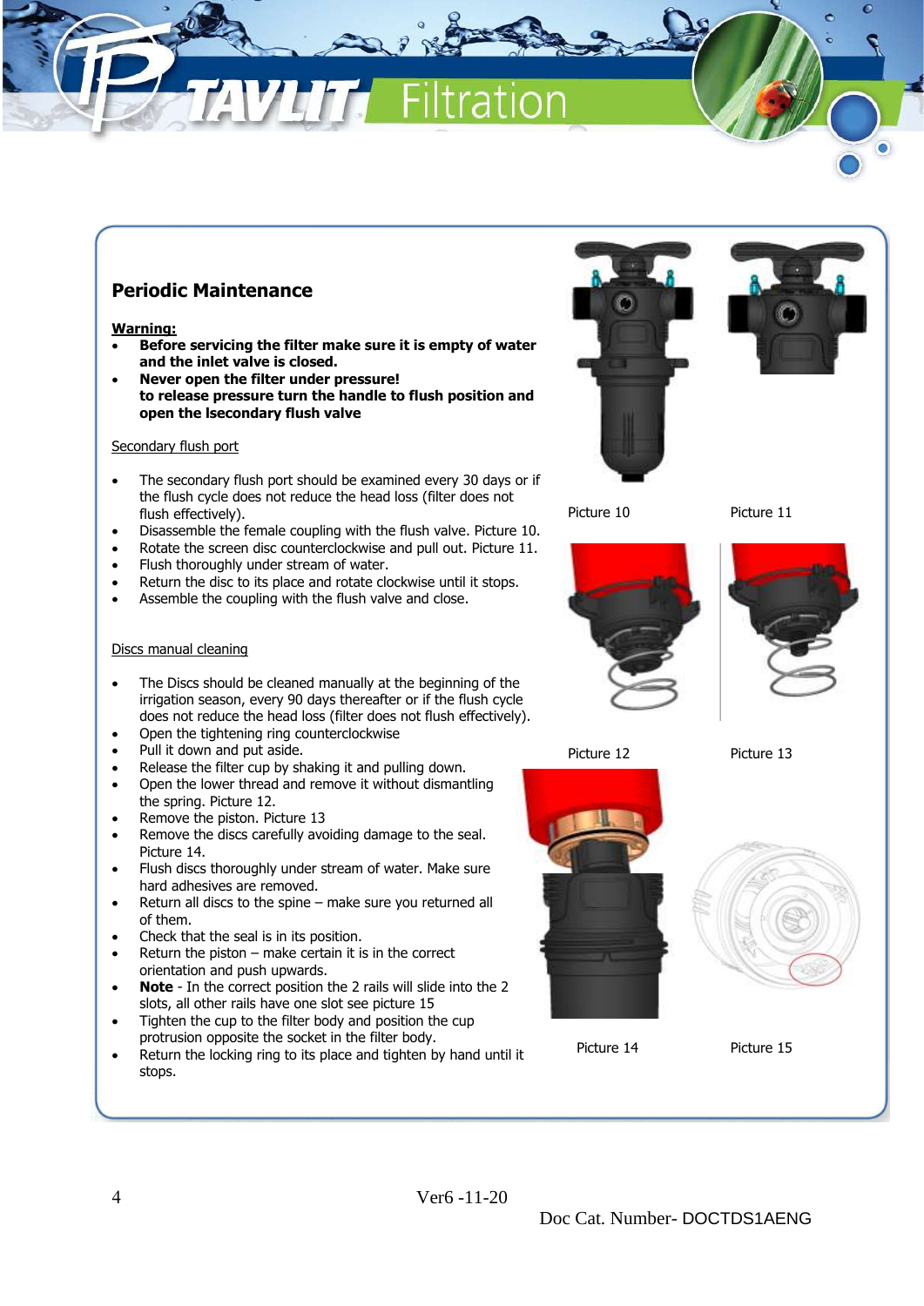## Periodic Maintenance

**Warning:**

- **Before servicing the filter make sure it is empty of water and the inlet valve is closed.**
- **Never open the filter under pressure!**
  **to release pressure turn the handle to flush position and open the lsecondary flush valve**

Secondary flush port

- The secondary flush port should be examined every 30 days or if the flush cycle does not reduce the head loss (filter does not flush effectively).
- Disassemble the female coupling with the flush valve. Picture 10.
- Rotate the screen disc counterclockwise and pull out. Picture 11.
- Flush thoroughly under stream of water.
- Return the disc to its place and rotate clockwise until it stops.
- Assemble the coupling with the flush valve and close.

Discs manual cleaning

- The Discs should be cleaned manually at the beginning of the irrigation season, every 90 days thereafter or if the flush cycle does not reduce the head loss (filter does not flush effectively).
- Open the tightening ring counterclockwise
- Pull it down and put aside.
- Release the filter cup by shaking it and pulling down.
- Open the lower thread and remove it without dismantling the spring. Picture 12.
- Remove the piston. Picture 13
- Remove the discs carefully avoiding damage to the seal. Picture 14.
- Flush discs thoroughly under stream of water. Make sure hard adhesives are removed.
- Return all discs to the spine – make sure you returned all of them.
- Check that the seal is in its position.
- Return the piston – make certain it is in the correct orientation and push upwards.
- **Note** - In the correct position the 2 rails will slide into the 2 slots, all other rails have one slot see picture 15
- Tighten the cup to the filter body and position the cup protrusion opposite the socket in the filter body.
- Return the locking ring to its place and tighten by hand until it stops.

Picture 10

Picture 11

Picture 12

Picture 13

Picture 14

Picture 15

Ver6 -11-20

Doc Cat. Number- DOCTDS1AENG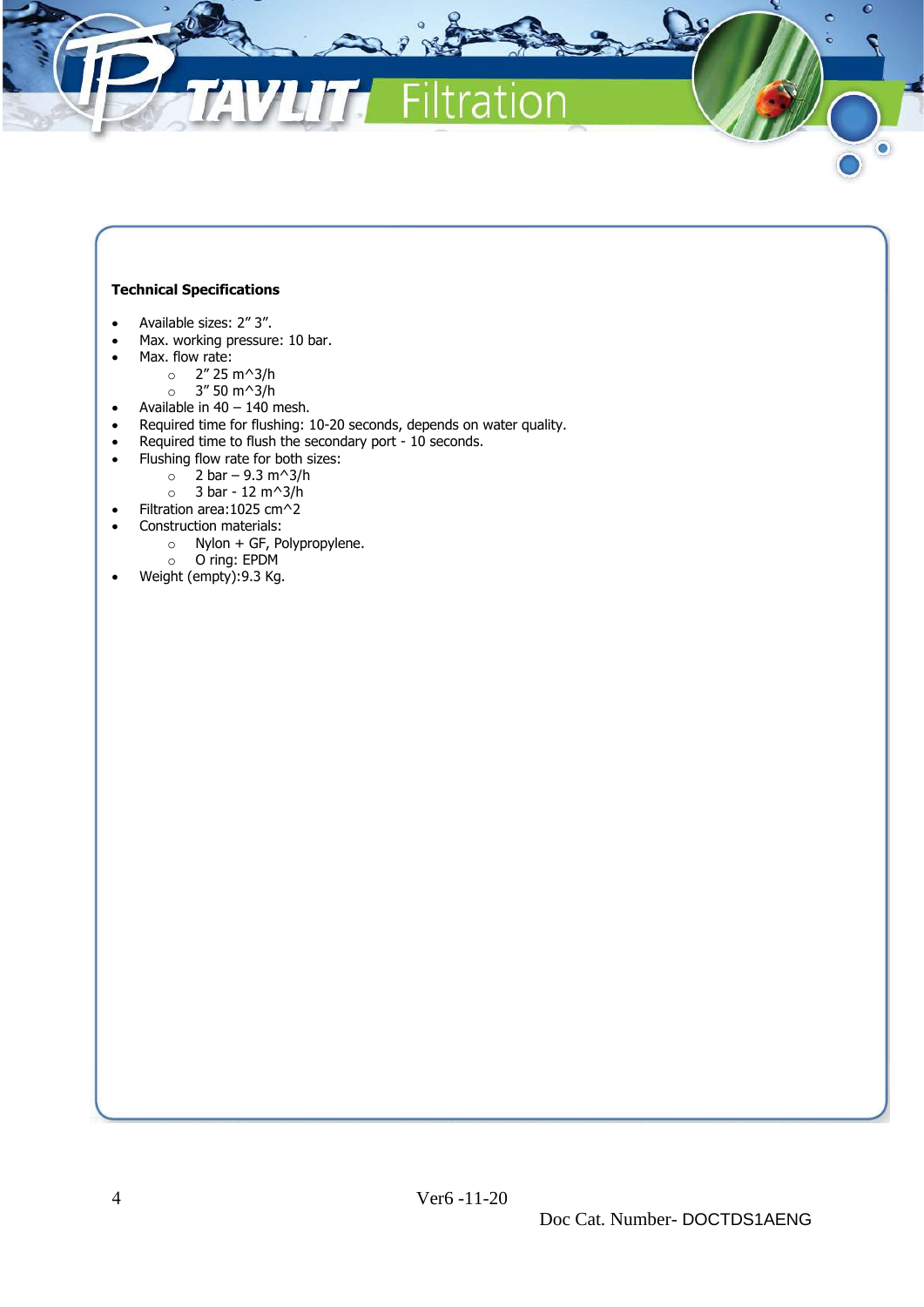**Technical Specifications**

- Available sizes: 2" 3".
- Max. working pressure: 10 bar.
- Max. flow rate:
  - 2" 25 m^3/h
  - 3" 50 m^3/h
- Available in 40 – 140 mesh.
- Required time for flushing: 10-20 seconds, depends on water quality.
- Required time to flush the secondary port - 10 seconds.
- Flushing flow rate for both sizes:
  - 2 bar – 9.3 m^3/h
  - 3 bar - 12 m^3/h
- Filtration area:1025 cm^2
- Construction materials:
  - Nylon + GF, Polypropylene.
  - O ring: EPDM
- Weight (empty):9.3 Kg.